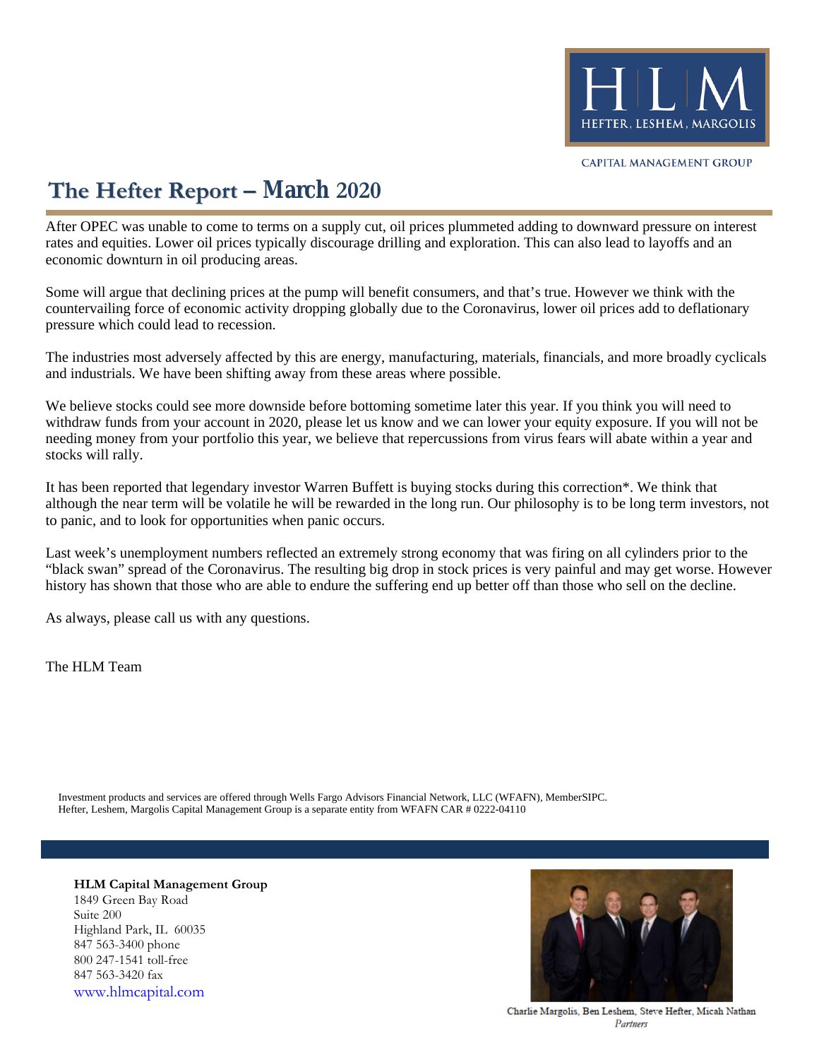HLM
HEFTER, LESHEM, MARGOLIS

CAPITAL MANAGEMENT GROUP

# The Hefter Report – March 2020

After OPEC was unable to come to terms on a supply cut, oil prices plummeted adding to downward pressure on interest rates and equities. Lower oil prices typically discourage drilling and exploration. This can also lead to layoffs and an economic downturn in oil producing areas.

Some will argue that declining prices at the pump will benefit consumers, and that's true. However we think with the countervailing force of economic activity dropping globally due to the Coronavirus, lower oil prices add to deflationary pressure which could lead to recession.

The industries most adversely affected by this are energy, manufacturing, materials, financials, and more broadly cyclicals and industrials. We have been shifting away from these areas where possible.

We believe stocks could see more downside before bottoming sometime later this year. If you think you will need to withdraw funds from your account in 2020, please let us know and we can lower your equity exposure. If you will not be needing money from your portfolio this year, we believe that repercussions from virus fears will abate within a year and stocks will rally.

It has been reported that legendary investor Warren Buffett is buying stocks during this correction*. We think that although the near term will be volatile he will be rewarded in the long run. Our philosophy is to be long term investors, not to panic, and to look for opportunities when panic occurs.

Last week's unemployment numbers reflected an extremely strong economy that was firing on all cylinders prior to the "black swan" spread of the Coronavirus. The resulting big drop in stock prices is very painful and may get worse. However history has shown that those who are able to endure the suffering end up better off than those who sell on the decline.

As always, please call us with any questions.

The HLM Team

Investment products and services are offered through Wells Fargo Advisors Financial Network, LLC (WFAFN), MemberSIPC.
Hefter, Leshem, Margolis Capital Management Group is a separate entity from WFAFN CAR # 0222-04110

**HLM Capital Management Group**
1849 Green Bay Road
Suite 200
Highland Park, IL 60035
847 563-3400 phone
800 247-1541 toll-free
847 563-3420 fax
www.hlmcapital.com

Charlie Margolis, Ben Leshem, Steve Hefter, Micah Nathan
*Partners*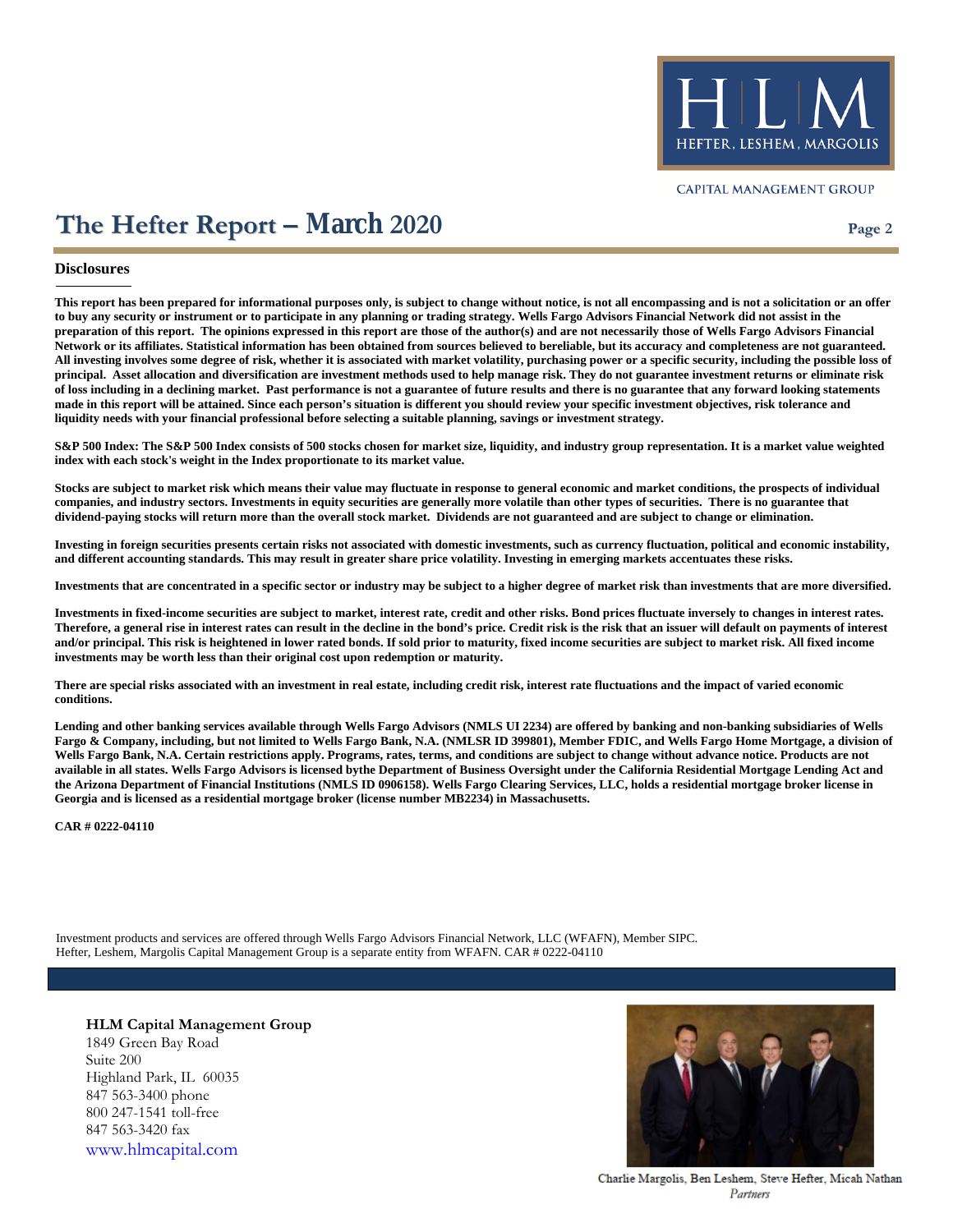## Disclosures

**This report has been prepared for informational purposes only, is subject to change without notice, is not all encompassing and is not a solicitation or an offer to buy any security or instrument or to participate in any planning or trading strategy. Wells Fargo Advisors Financial Network did not assist in the preparation of this report. The opinions expressed in this report are those of the author(s) and are not necessarily those of Wells Fargo Advisors Financial Network or its affiliates. Statistical information has been obtained from sources believed to bereliable, but its accuracy and completeness are not guaranteed. All investing involves some degree of risk, whether it is associated with market volatility, purchasing power or a specific security, including the possible loss of principal. Asset allocation and diversification are investment methods used to help manage risk. They do not guarantee investment returns or eliminate risk of loss including in a declining market. Past performance is not a guarantee of future results and there is no guarantee that any forward looking statements made in this report will be attained. Since each person's situation is different you should review your specific investment objectives, risk tolerance and liquidity needs with your financial professional before selecting a suitable planning, savings or investment strategy.**

**S&P 500 Index: The S&P 500 Index consists of 500 stocks chosen for market size, liquidity, and industry group representation. It is a market value weighted index with each stock's weight in the Index proportionate to its market value.**

**Stocks are subject to market risk which means their value may fluctuate in response to general economic and market conditions, the prospects of individual companies, and industry sectors. Investments in equity securities are generally more volatile than other types of securities. There is no guarantee that dividend-paying stocks will return more than the overall stock market. Dividends are not guaranteed and are subject to change or elimination.**

**Investing in foreign securities presents certain risks not associated with domestic investments, such as currency fluctuation, political and economic instability, and different accounting standards. This may result in greater share price volatility. Investing in emerging markets accentuates these risks.**

**Investments that are concentrated in a specific sector or industry may be subject to a higher degree of market risk than investments that are more diversified.**

**Investments in fixed-income securities are subject to market, interest rate, credit and other risks. Bond prices fluctuate inversely to changes in interest rates. Therefore, a general rise in interest rates can result in the decline in the bond's price. Credit risk is the risk that an issuer will default on payments of interest and/or principal. This risk is heightened in lower rated bonds. If sold prior to maturity, fixed income securities are subject to market risk. All fixed income investments may be worth less than their original cost upon redemption or maturity.**

**There are special risks associated with an investment in real estate, including credit risk, interest rate fluctuations and the impact of varied economic conditions.**

**Lending and other banking services available through Wells Fargo Advisors (NMLS UI 2234) are offered by banking and non-banking subsidiaries of Wells Fargo & Company, including, but not limited to Wells Fargo Bank, N.A. (NMLSR ID 399801), Member FDIC, and Wells Fargo Home Mortgage, a division of Wells Fargo Bank, N.A. Certain restrictions apply. Programs, rates, terms, and conditions are subject to change without advance notice. Products are not available in all states. Wells Fargo Advisors is licensed bythe Department of Business Oversight under the California Residential Mortgage Lending Act and the Arizona Department of Financial Institutions (NMLS ID 0906158). Wells Fargo Clearing Services, LLC, holds a residential mortgage broker license in Georgia and is licensed as a residential mortgage broker (license number MB2234) in Massachusetts.**

**CAR # 0222-04110**

Investment products and services are offered through Wells Fargo Advisors Financial Network, LLC (WFAFN), Member SIPC.
Hefter, Leshem, Margolis Capital Management Group is a separate entity from WFAFN. CAR # 0222-04110

**HLM Capital Management Group**
1849 Green Bay Road
Suite 200
Highland Park, IL 60035
847 563-3400 phone
800 247-1541 toll-free
847 563-3420 fax
www.hlmcapital.com

Charlie Margolis, Ben Leshem, Steve Hefter, Micah Nathan
*Partners*